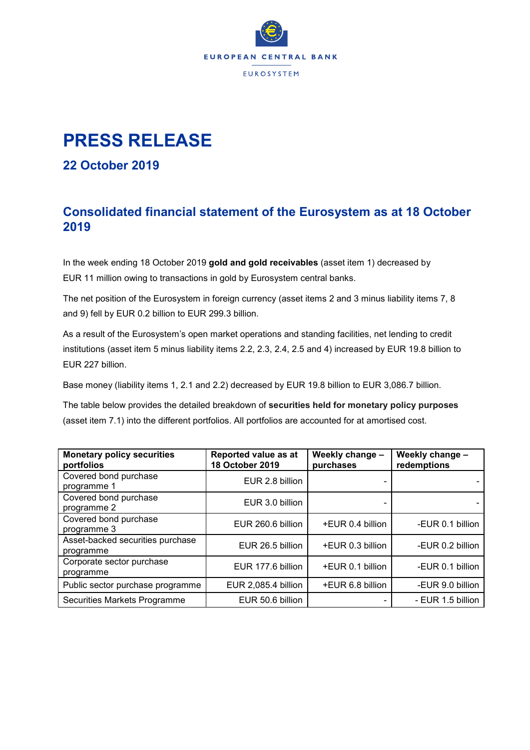EUROPEAN CENTRAL BANK

EUROSYSTEM

# PRESS RELEASE

## 22 October 2019

## Consolidated financial statement of the Eurosystem as at 18 October 2019

In the week ending 18 October 2019 **gold and gold receivables** (asset item 1) decreased by EUR 11 million owing to transactions in gold by Eurosystem central banks.

The net position of the Eurosystem in foreign currency (asset items 2 and 3 minus liability items 7, 8 and 9) fell by EUR 0.2 billion to EUR 299.3 billion.

As a result of the Eurosystem's open market operations and standing facilities, net lending to credit institutions (asset item 5 minus liability items 2.2, 2.3, 2.4, 2.5 and 4) increased by EUR 19.8 billion to EUR 227 billion.

Base money (liability items 1, 2.1 and 2.2) decreased by EUR 19.8 billion to EUR 3,086.7 billion.

The table below provides the detailed breakdown of **securities held for monetary policy purposes** (asset item 7.1) into the different portfolios. All portfolios are accounted for at amortised cost.

| Monetary policy securities portfolios | Reported value as at 18 October 2019 | Weekly change – purchases | Weekly change – redemptions |
|---|---|---|---|
| Covered bond purchase programme 1 | EUR 2.8 billion | - | - |
| Covered bond purchase programme 2 | EUR 3.0 billion | - | - |
| Covered bond purchase programme 3 | EUR 260.6 billion | +EUR 0.4 billion | -EUR 0.1 billion |
| Asset-backed securities purchase programme | EUR 26.5 billion | +EUR 0.3 billion | -EUR 0.2 billion |
| Corporate sector purchase programme | EUR 177.6 billion | +EUR 0.1 billion | -EUR 0.1 billion |
| Public sector purchase programme | EUR 2,085.4 billion | +EUR 6.8 billion | -EUR 9.0 billion |
| Securities Markets Programme | EUR 50.6 billion | - | - EUR 1.5 billion |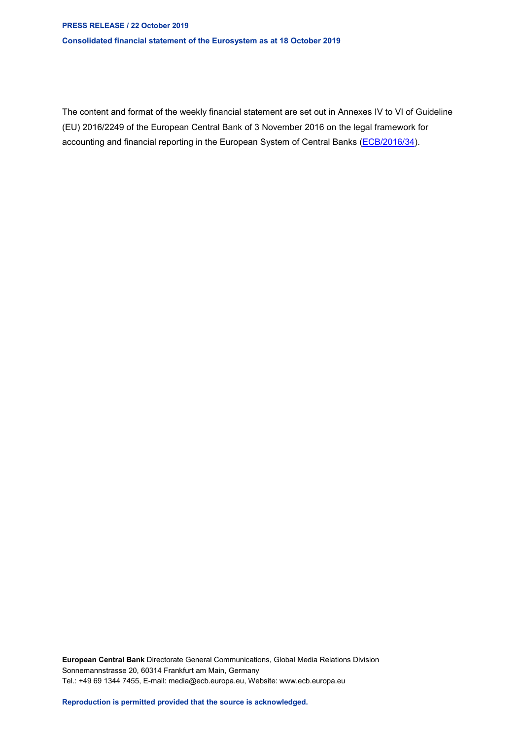The content and format of the weekly financial statement are set out in Annexes IV to VI of Guideline (EU) 2016/2249 of the European Central Bank of 3 November 2016 on the legal framework for accounting and financial reporting in the European System of Central Banks (ECB/2016/34).

**European Central Bank** Directorate General Communications, Global Media Relations Division
Sonnemannstrasse 20, 60314 Frankfurt am Main, Germany
Tel.: +49 69 1344 7455, E-mail: media@ecb.europa.eu, Website: www.ecb.europa.eu

**Reproduction is permitted provided that the source is acknowledged.**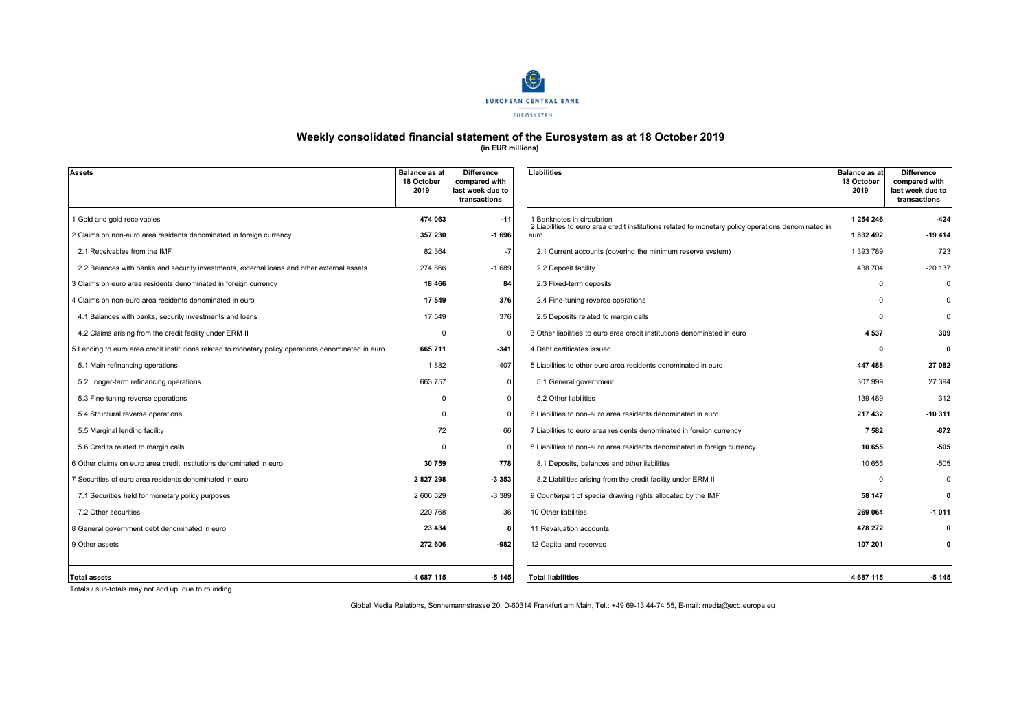EUROPEAN CENTRAL BANK

EUROSYSTEM

# Weekly consolidated financial statement of the Eurosystem as at 18 October 2019

**(in EUR millions)**

| Assets | Balance as at 18 October 2019 | Difference compared with last week due to transactions |
|---|---|---|
| 1 Gold and gold receivables | **474 063** | **-11** |
| 2 Claims on non-euro area residents denominated in foreign currency | **357 230** | **-1 696** |
| 2.1 Receivables from the IMF | 82 364 | -7 |
| 2.2 Balances with banks and security investments, external loans and other external assets | 274 866 | -1 689 |
| 3 Claims on euro area residents denominated in foreign currency | **18 466** | **84** |
| 4 Claims on non-euro area residents denominated in euro | **17 549** | **376** |
| 4.1 Balances with banks, security investments and loans | 17 549 | 376 |
| 4.2 Claims arising from the credit facility under ERM II | 0 | 0 |
| 5 Lending to euro area credit institutions related to monetary policy operations denominated in euro | **665 711** | **-341** |
| 5.1 Main refinancing operations | 1 882 | -407 |
| 5.2 Longer-term refinancing operations | 663 757 | 0 |
| 5.3 Fine-tuning reverse operations | 0 | 0 |
| 5.4 Structural reverse operations | 0 | 0 |
| 5.5 Marginal lending facility | 72 | 66 |
| 5.6 Credits related to margin calls | 0 | 0 |
| 6 Other claims on euro area credit institutions denominated in euro | **30 759** | **778** |
| 7 Securities of euro area residents denominated in euro | **2 827 298** | **-3 353** |
| 7.1 Securities held for monetary policy purposes | 2 606 529 | -3 389 |
| 7.2 Other securities | 220 768 | 36 |
| 8 General government debt denominated in euro | **23 434** | **0** |
| 9 Other assets | **272 606** | **-982** |
| **Total assets** | **4 687 115** | **-5 145** |

| Liabilities | Balance as at 18 October 2019 | Difference compared with last week due to transactions |
|---|---|---|
| 1 Banknotes in circulation | **1 254 246** | **-424** |
| 2 Liabilities to euro area credit institutions related to monetary policy operations denominated in euro | **1 832 492** | **-19 414** |
| 2.1 Current accounts (covering the minimum reserve system) | 1 393 789 | 723 |
| 2.2 Deposit facility | 438 704 | -20 137 |
| 2.3 Fixed-term deposits | 0 | 0 |
| 2.4 Fine-tuning reverse operations | 0 | 0 |
| 2.5 Deposits related to margin calls | 0 | 0 |
| 3 Other liabilities to euro area credit institutions denominated in euro | **4 537** | **309** |
| 4 Debt certificates issued | **0** | **0** |
| 5 Liabilities to other euro area residents denominated in euro | **447 488** | **27 082** |
| 5.1 General government | 307 999 | 27 394 |
| 5.2 Other liabilities | 139 489 | -312 |
| 6 Liabilities to non-euro area residents denominated in euro | **217 432** | **-10 311** |
| 7 Liabilities to euro area residents denominated in foreign currency | **7 582** | **-872** |
| 8 Liabilities to non-euro area residents denominated in foreign currency | **10 655** | **-505** |
| 8.1 Deposits, balances and other liabilities | 10 655 | -505 |
| 8.2 Liabilities arising from the credit facility under ERM II | 0 | 0 |
| 9 Counterpart of special drawing rights allocated by the IMF | **58 147** | **0** |
| 10 Other liabilities | **269 064** | **-1 011** |
| 11 Revaluation accounts | **478 272** | **0** |
| 12 Capital and reserves | **107 201** | **0** |
| **Total liabilities** | **4 687 115** | **-5 145** |

Totals / sub-totals may not add up, due to rounding.

Global Media Relations, Sonnemannstrasse 20, D-60314 Frankfurt am Main, Tel.: +49 69-13 44-74 55, E-mail: media@ecb.europa.eu